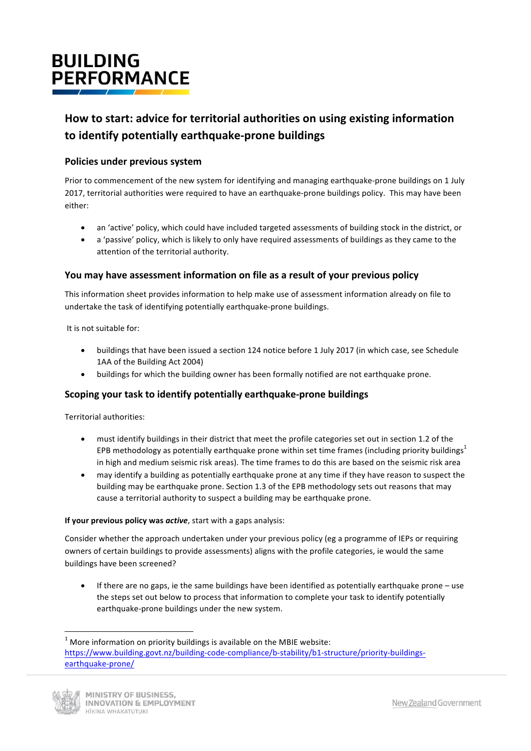# How to start: advice for territorial authorities on using existing information to identify potentially earthquake-prone buildings

## Policies under previous system

Prior to commencement of the new system for identifying and managing earthquake-prone buildings on 1 July 2017, territorial authorities were required to have an earthquake-prone buildings policy. This may have been either:

- an 'active' policy, which could have included targeted assessments of building stock in the district, or
- a 'passive' policy, which is likely to only have required assessments of buildings as they came to the attention of the territorial authority.

## You may have assessment information on file as a result of your previous policy

This information sheet provides information to help make use of assessment information already on file to undertake the task of identifying potentially earthquake-prone buildings.

It is not suitable for:

- buildings that have been issued a section 124 notice before 1 July 2017 (in which case, see Schedule 1AA of the Building Act 2004)
- buildings for which the building owner has been formally notified are not earthquake prone.

## Scoping your task to identify potentially earthquake-prone buildings

Territorial authorities:

- must identify buildings in their district that meet the profile categories set out in section 1.2 of the EPB methodology as potentially earthquake prone within set time frames (including priority buildings[1] in high and medium seismic risk areas). The time frames to do this are based on the seismic risk area
- may identify a building as potentially earthquake prone at any time if they have reason to suspect the building may be earthquake prone. Section 1.3 of the EPB methodology sets out reasons that may cause a territorial authority to suspect a building may be earthquake prone.

**If your previous policy was *active***, start with a gaps analysis:

Consider whether the approach undertaken under your previous policy (eg a programme of IEPs or requiring owners of certain buildings to provide assessments) aligns with the profile categories, ie would the same buildings have been screened?

- If there are no gaps, ie the same buildings have been identified as potentially earthquake prone – use the steps set out below to process that information to complete your task to identify potentially earthquake-prone buildings under the new system.

[1] More information on priority buildings is available on the MBIE website: https://www.building.govt.nz/building-code-compliance/b-stability/b1-structure/priority-buildings-earthquake-prone/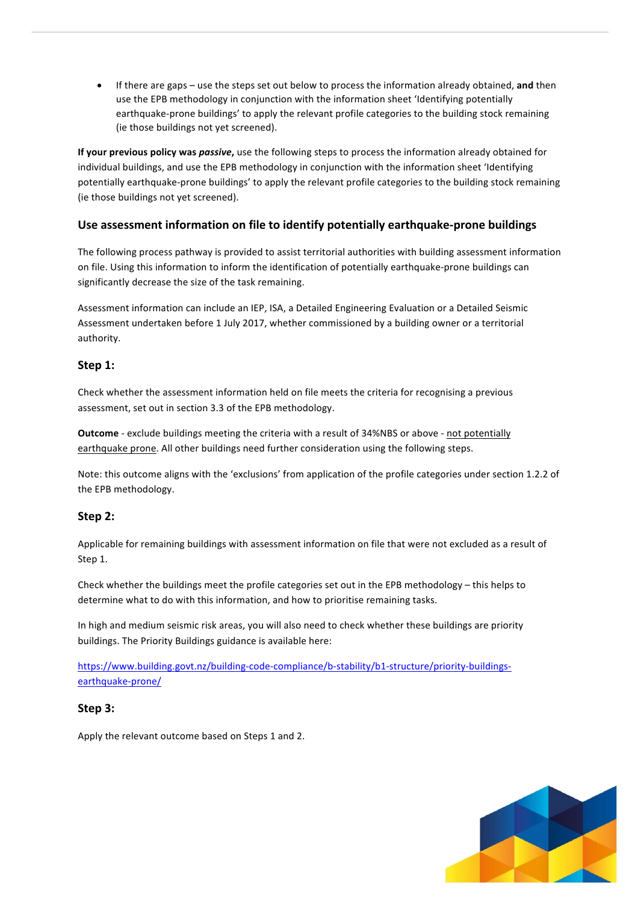- If there are gaps – use the steps set out below to process the information already obtained, **and** then use the EPB methodology in conjunction with the information sheet 'Identifying potentially earthquake-prone buildings' to apply the relevant profile categories to the building stock remaining (ie those buildings not yet screened).

**If your previous policy was *passive*,** use the following steps to process the information already obtained for individual buildings, and use the EPB methodology in conjunction with the information sheet 'Identifying potentially earthquake-prone buildings' to apply the relevant profile categories to the building stock remaining (ie those buildings not yet screened).

## Use assessment information on file to identify potentially earthquake-prone buildings

The following process pathway is provided to assist territorial authorities with building assessment information on file. Using this information to inform the identification of potentially earthquake-prone buildings can significantly decrease the size of the task remaining.

Assessment information can include an IEP, ISA, a Detailed Engineering Evaluation or a Detailed Seismic Assessment undertaken before 1 July 2017, whether commissioned by a building owner or a territorial authority.

### Step 1:

Check whether the assessment information held on file meets the criteria for recognising a previous assessment, set out in section 3.3 of the EPB methodology.

**Outcome** - exclude buildings meeting the criteria with a result of 34%NBS or above - not potentially earthquake prone. All other buildings need further consideration using the following steps.

Note: this outcome aligns with the 'exclusions' from application of the profile categories under section 1.2.2 of the EPB methodology.

### Step 2:

Applicable for remaining buildings with assessment information on file that were not excluded as a result of Step 1.

Check whether the buildings meet the profile categories set out in the EPB methodology – this helps to determine what to do with this information, and how to prioritise remaining tasks.

In high and medium seismic risk areas, you will also need to check whether these buildings are priority buildings. The Priority Buildings guidance is available here:

https://www.building.govt.nz/building-code-compliance/b-stability/b1-structure/priority-buildings-earthquake-prone/

### Step 3:

Apply the relevant outcome based on Steps 1 and 2.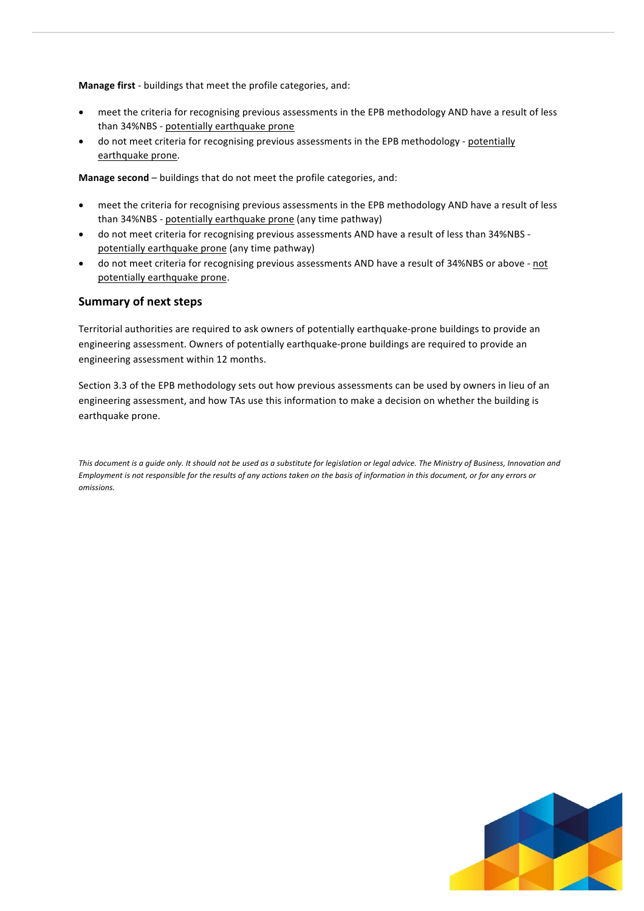**Manage first** - buildings that meet the profile categories, and:

- meet the criteria for recognising previous assessments in the EPB methodology AND have a result of less than 34%NBS - potentially earthquake prone
- do not meet criteria for recognising previous assessments in the EPB methodology - potentially earthquake prone.

**Manage second** – buildings that do not meet the profile categories, and:

- meet the criteria for recognising previous assessments in the EPB methodology AND have a result of less than 34%NBS - potentially earthquake prone (any time pathway)
- do not meet criteria for recognising previous assessments AND have a result of less than 34%NBS - potentially earthquake prone (any time pathway)
- do not meet criteria for recognising previous assessments AND have a result of 34%NBS or above - not potentially earthquake prone.

## Summary of next steps

Territorial authorities are required to ask owners of potentially earthquake-prone buildings to provide an engineering assessment. Owners of potentially earthquake-prone buildings are required to provide an engineering assessment within 12 months.

Section 3.3 of the EPB methodology sets out how previous assessments can be used by owners in lieu of an engineering assessment, and how TAs use this information to make a decision on whether the building is earthquake prone.

*This document is a guide only. It should not be used as a substitute for legislation or legal advice. The Ministry of Business, Innovation and Employment is not responsible for the results of any actions taken on the basis of information in this document, or for any errors or omissions.*